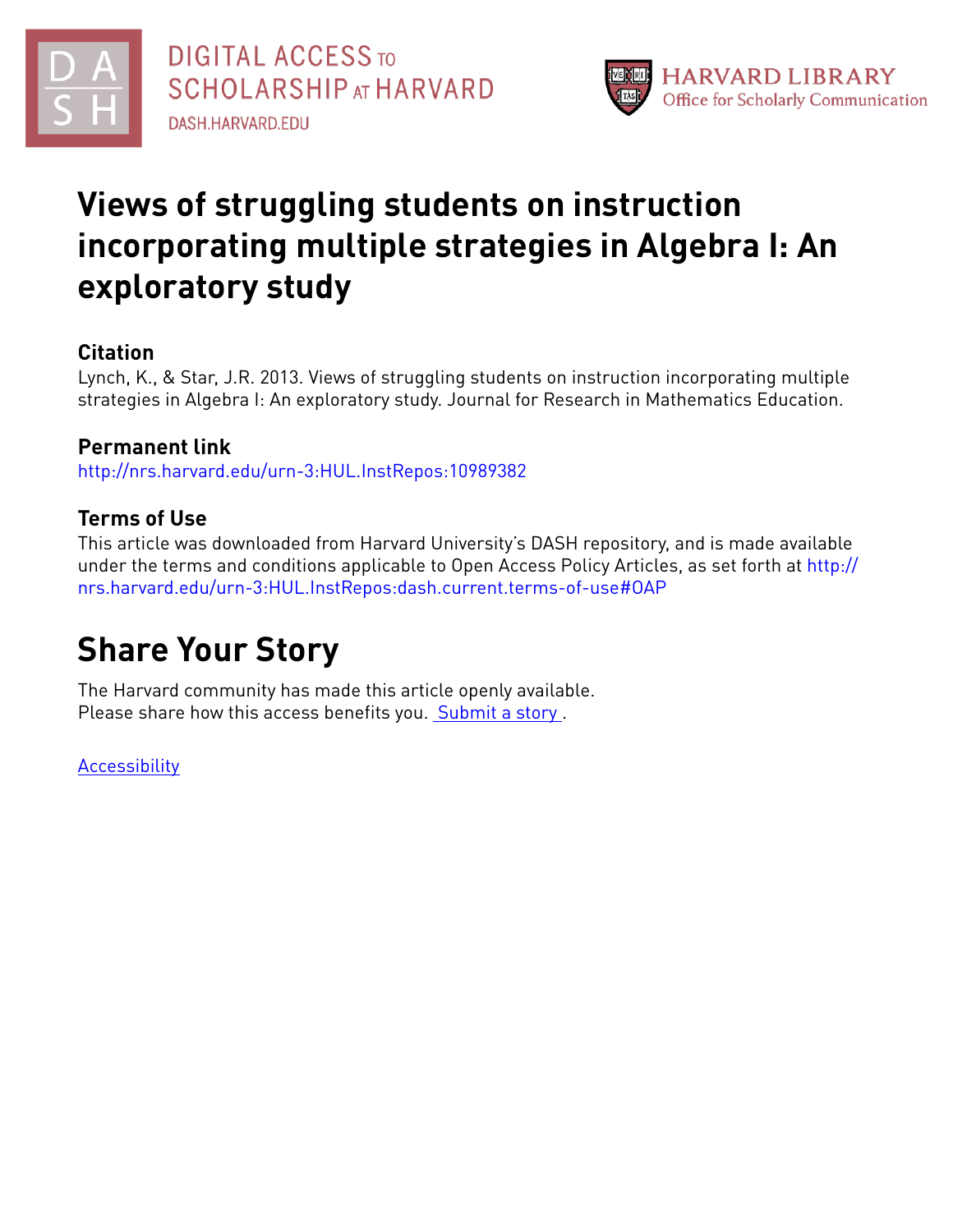DIGITAL ACCESS TO SCHOLARSHIP AT HARVARD
DASH.HARVARD.EDU

HARVARD LIBRARY
Office for Scholarly Communication

# Views of struggling students on instruction incorporating multiple strategies in Algebra I: An exploratory study

## Citation

Lynch, K., & Star, J.R. 2013. Views of struggling students on instruction incorporating multiple strategies in Algebra I: An exploratory study. Journal for Research in Mathematics Education.

## Permanent link

http://nrs.harvard.edu/urn-3:HUL.InstRepos:10989382

## Terms of Use

This article was downloaded from Harvard University's DASH repository, and is made available under the terms and conditions applicable to Open Access Policy Articles, as set forth at http://nrs.harvard.edu/urn-3:HUL.InstRepos:dash.current.terms-of-use#OAP

# Share Your Story

The Harvard community has made this article openly available.
Please share how this access benefits you. Submit a story .

Accessibility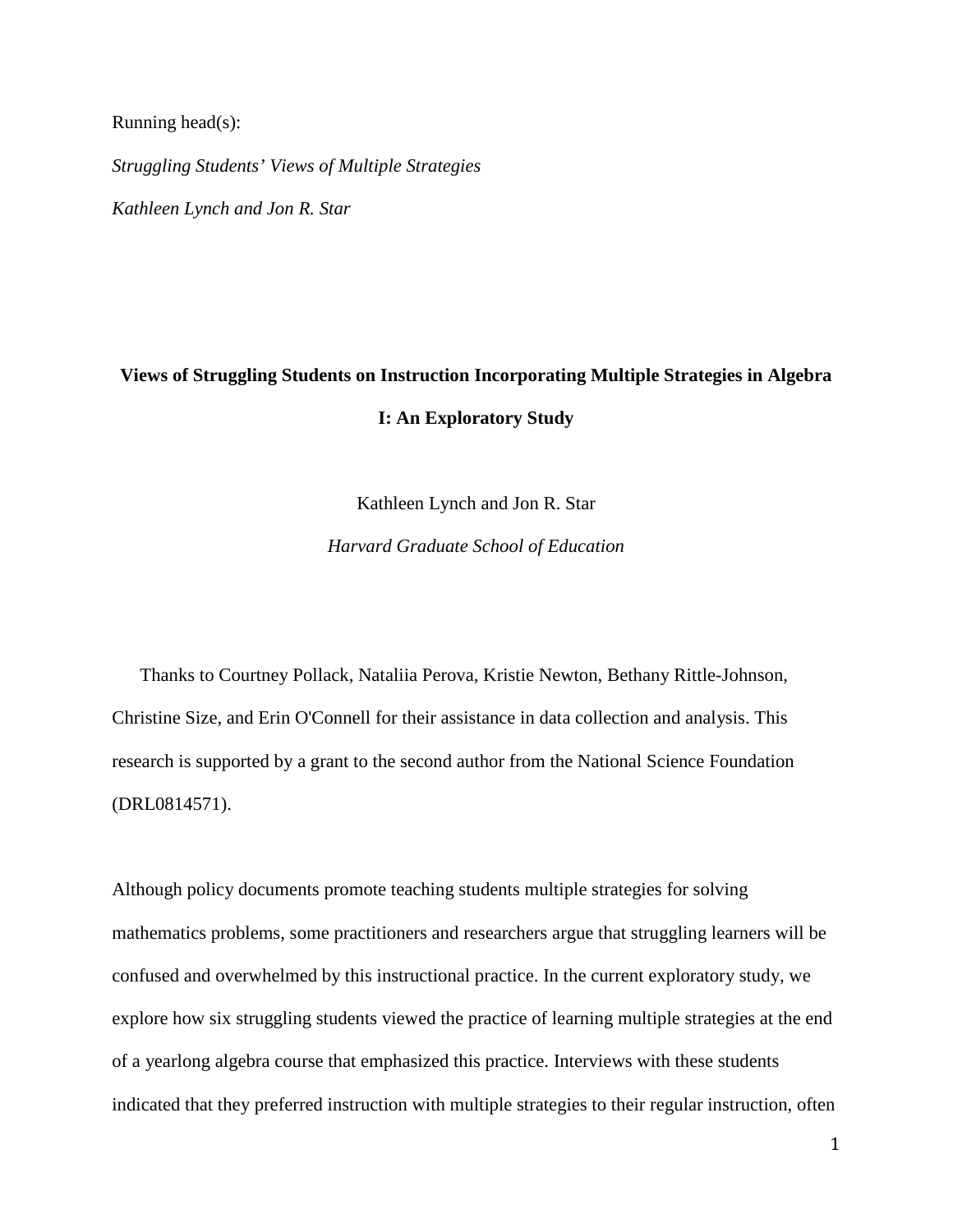Running head(s):

*Struggling Students' Views of Multiple Strategies*

*Kathleen Lynch and Jon R. Star*

# Views of Struggling Students on Instruction Incorporating Multiple Strategies in Algebra I: An Exploratory Study

Kathleen Lynch and Jon R. Star

*Harvard Graduate School of Education*

Thanks to Courtney Pollack, Nataliia Perova, Kristie Newton, Bethany Rittle-Johnson, Christine Size, and Erin O'Connell for their assistance in data collection and analysis. This research is supported by a grant to the second author from the National Science Foundation (DRL0814571).

Although policy documents promote teaching students multiple strategies for solving mathematics problems, some practitioners and researchers argue that struggling learners will be confused and overwhelmed by this instructional practice. In the current exploratory study, we explore how six struggling students viewed the practice of learning multiple strategies at the end of a yearlong algebra course that emphasized this practice. Interviews with these students indicated that they preferred instruction with multiple strategies to their regular instruction, often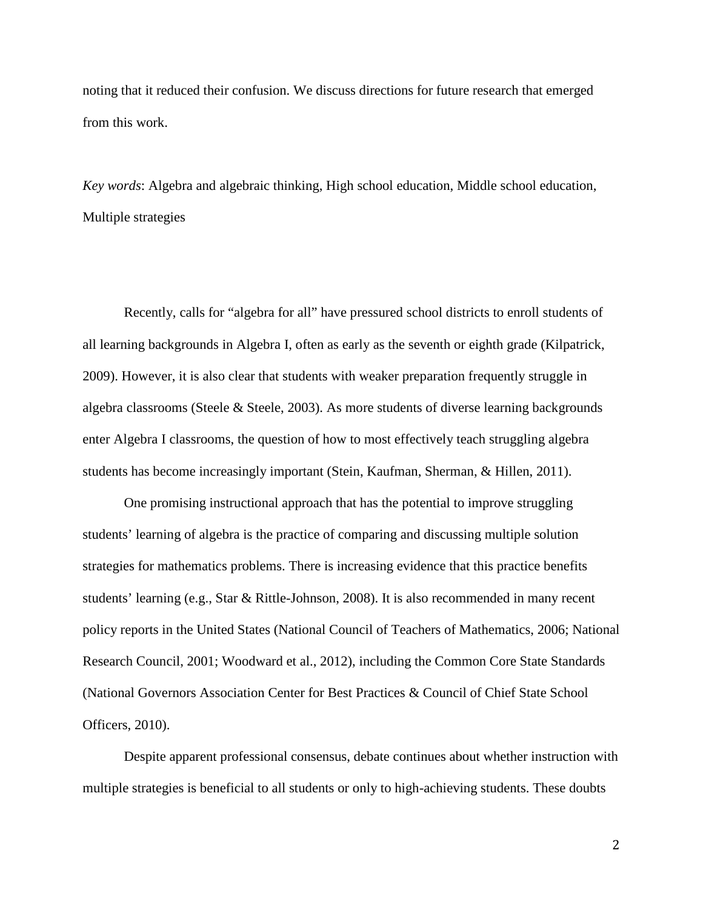noting that it reduced their confusion. We discuss directions for future research that emerged from this work.

*Key words*: Algebra and algebraic thinking, High school education, Middle school education, Multiple strategies

Recently, calls for "algebra for all" have pressured school districts to enroll students of all learning backgrounds in Algebra I, often as early as the seventh or eighth grade (Kilpatrick, 2009). However, it is also clear that students with weaker preparation frequently struggle in algebra classrooms (Steele & Steele, 2003). As more students of diverse learning backgrounds enter Algebra I classrooms, the question of how to most effectively teach struggling algebra students has become increasingly important (Stein, Kaufman, Sherman, & Hillen, 2011).

One promising instructional approach that has the potential to improve struggling students' learning of algebra is the practice of comparing and discussing multiple solution strategies for mathematics problems. There is increasing evidence that this practice benefits students' learning (e.g., Star & Rittle-Johnson, 2008). It is also recommended in many recent policy reports in the United States (National Council of Teachers of Mathematics, 2006; National Research Council, 2001; Woodward et al., 2012), including the Common Core State Standards (National Governors Association Center for Best Practices & Council of Chief State School Officers, 2010).

Despite apparent professional consensus, debate continues about whether instruction with multiple strategies is beneficial to all students or only to high-achieving students. These doubts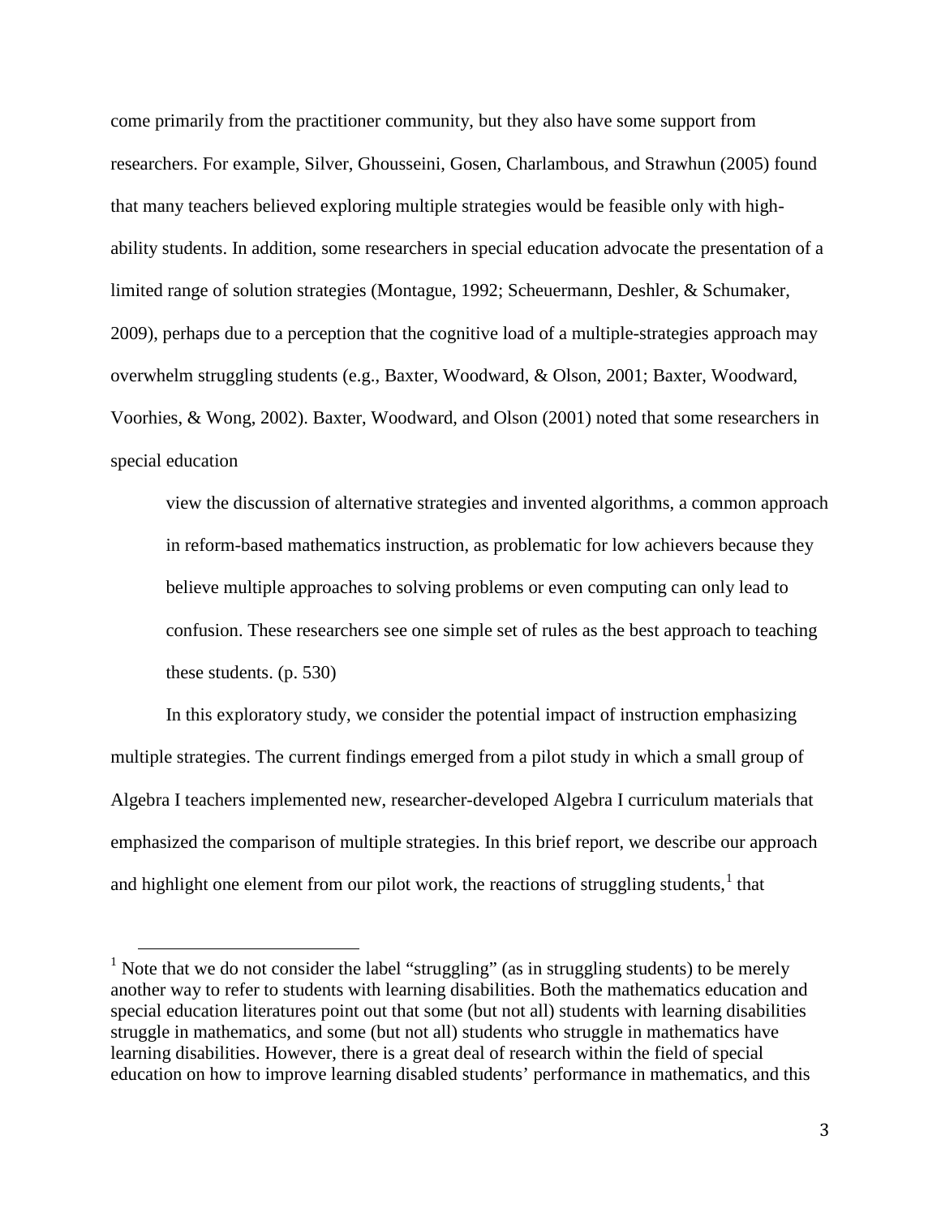come primarily from the practitioner community, but they also have some support from researchers. For example, Silver, Ghousseini, Gosen, Charlambous, and Strawhun (2005) found that many teachers believed exploring multiple strategies would be feasible only with high-ability students. In addition, some researchers in special education advocate the presentation of a limited range of solution strategies (Montague, 1992; Scheuermann, Deshler, & Schumaker, 2009), perhaps due to a perception that the cognitive load of a multiple-strategies approach may overwhelm struggling students (e.g., Baxter, Woodward, & Olson, 2001; Baxter, Woodward, Voorhies, & Wong, 2002). Baxter, Woodward, and Olson (2001) noted that some researchers in special education

> view the discussion of alternative strategies and invented algorithms, a common approach in reform-based mathematics instruction, as problematic for low achievers because they believe multiple approaches to solving problems or even computing can only lead to confusion. These researchers see one simple set of rules as the best approach to teaching these students. (p. 530)

In this exploratory study, we consider the potential impact of instruction emphasizing multiple strategies. The current findings emerged from a pilot study in which a small group of Algebra I teachers implemented new, researcher-developed Algebra I curriculum materials that emphasized the comparison of multiple strategies. In this brief report, we describe our approach and highlight one element from our pilot work, the reactions of struggling students,[1] that

[1] Note that we do not consider the label "struggling" (as in struggling students) to be merely another way to refer to students with learning disabilities. Both the mathematics education and special education literatures point out that some (but not all) students with learning disabilities struggle in mathematics, and some (but not all) students who struggle in mathematics have learning disabilities. However, there is a great deal of research within the field of special education on how to improve learning disabled students' performance in mathematics, and this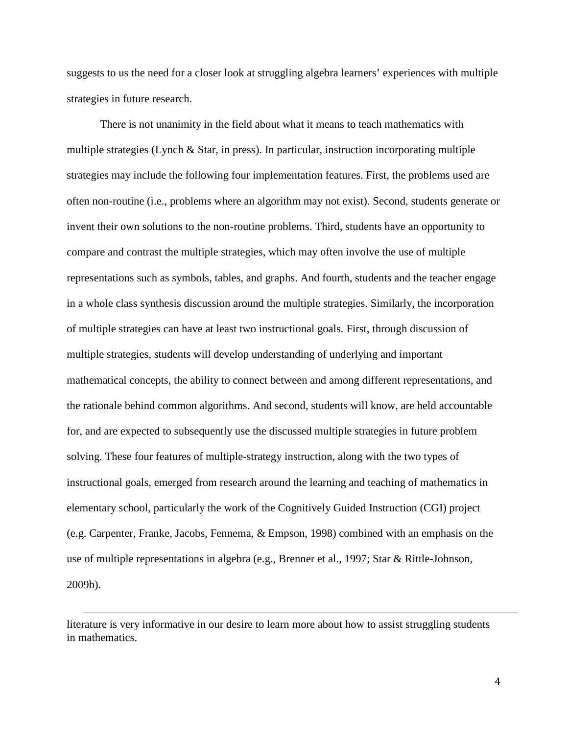suggests to us the need for a closer look at struggling algebra learners' experiences with multiple strategies in future research.

There is not unanimity in the field about what it means to teach mathematics with multiple strategies (Lynch & Star, in press). In particular, instruction incorporating multiple strategies may include the following four implementation features. First, the problems used are often non-routine (i.e., problems where an algorithm may not exist). Second, students generate or invent their own solutions to the non-routine problems. Third, students have an opportunity to compare and contrast the multiple strategies, which may often involve the use of multiple representations such as symbols, tables, and graphs. And fourth, students and the teacher engage in a whole class synthesis discussion around the multiple strategies. Similarly, the incorporation of multiple strategies can have at least two instructional goals. First, through discussion of multiple strategies, students will develop understanding of underlying and important mathematical concepts, the ability to connect between and among different representations, and the rationale behind common algorithms. And second, students will know, are held accountable for, and are expected to subsequently use the discussed multiple strategies in future problem solving. These four features of multiple-strategy instruction, along with the two types of instructional goals, emerged from research around the learning and teaching of mathematics in elementary school, particularly the work of the Cognitively Guided Instruction (CGI) project (e.g. Carpenter, Franke, Jacobs, Fennema, & Empson, 1998) combined with an emphasis on the use of multiple representations in algebra (e.g., Brenner et al., 1997; Star & Rittle-Johnson, 2009b).

---

literature is very informative in our desire to learn more about how to assist struggling students in mathematics.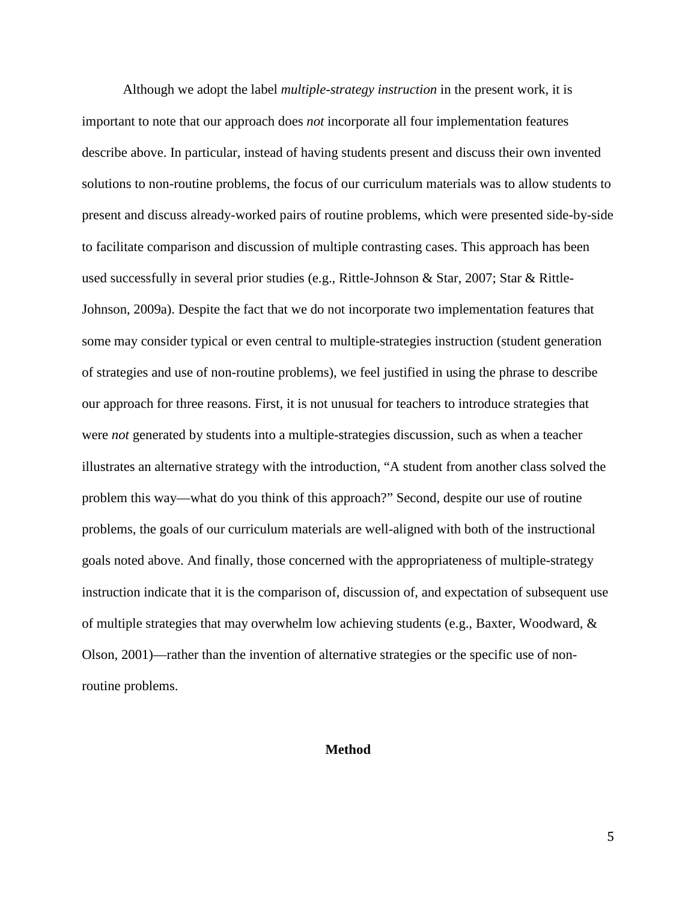Although we adopt the label *multiple-strategy instruction* in the present work, it is important to note that our approach does *not* incorporate all four implementation features describe above. In particular, instead of having students present and discuss their own invented solutions to non-routine problems, the focus of our curriculum materials was to allow students to present and discuss already-worked pairs of routine problems, which were presented side-by-side to facilitate comparison and discussion of multiple contrasting cases. This approach has been used successfully in several prior studies (e.g., Rittle-Johnson & Star, 2007; Star & Rittle-Johnson, 2009a). Despite the fact that we do not incorporate two implementation features that some may consider typical or even central to multiple-strategies instruction (student generation of strategies and use of non-routine problems), we feel justified in using the phrase to describe our approach for three reasons. First, it is not unusual for teachers to introduce strategies that were *not* generated by students into a multiple-strategies discussion, such as when a teacher illustrates an alternative strategy with the introduction, "A student from another class solved the problem this way—what do you think of this approach?" Second, despite our use of routine problems, the goals of our curriculum materials are well-aligned with both of the instructional goals noted above. And finally, those concerned with the appropriateness of multiple-strategy instruction indicate that it is the comparison of, discussion of, and expectation of subsequent use of multiple strategies that may overwhelm low achieving students (e.g., Baxter, Woodward, & Olson, 2001)—rather than the invention of alternative strategies or the specific use of non-routine problems.

## Method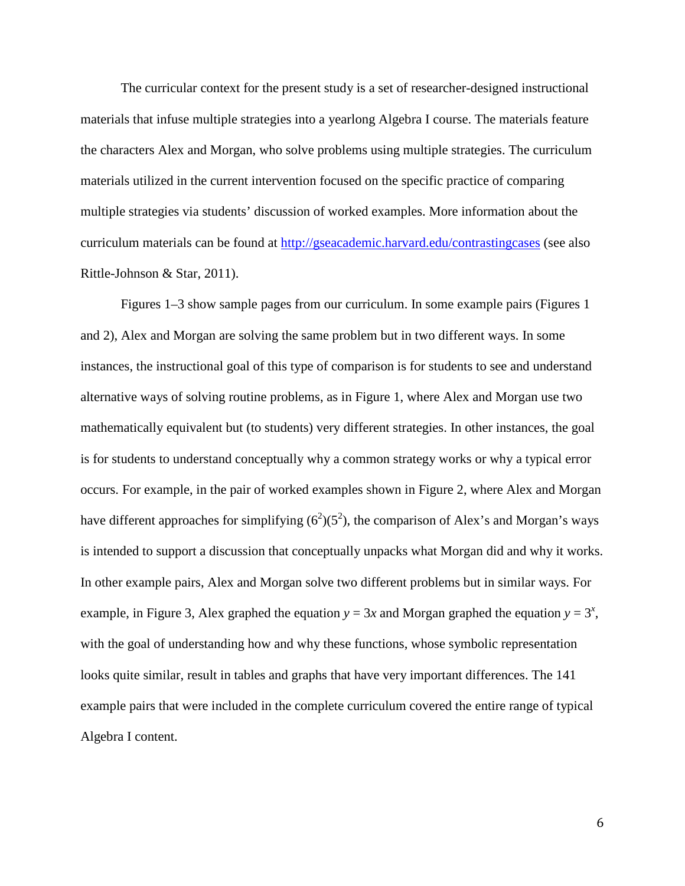The curricular context for the present study is a set of researcher-designed instructional materials that infuse multiple strategies into a yearlong Algebra I course. The materials feature the characters Alex and Morgan, who solve problems using multiple strategies. The curriculum materials utilized in the current intervention focused on the specific practice of comparing multiple strategies via students' discussion of worked examples. More information about the curriculum materials can be found at [http://gseacademic.harvard.edu/contrastingcases](http://gseacademic.harvard.edu/contrastingcases) (see also Rittle-Johnson & Star, 2011).

Figures 1–3 show sample pages from our curriculum. In some example pairs (Figures 1 and 2), Alex and Morgan are solving the same problem but in two different ways. In some instances, the instructional goal of this type of comparison is for students to see and understand alternative ways of solving routine problems, as in Figure 1, where Alex and Morgan use two mathematically equivalent but (to students) very different strategies. In other instances, the goal is for students to understand conceptually why a common strategy works or why a typical error occurs. For example, in the pair of worked examples shown in Figure 2, where Alex and Morgan have different approaches for simplifying $(6^2)(5^2)$, the comparison of Alex's and Morgan's ways is intended to support a discussion that conceptually unpacks what Morgan did and why it works. In other example pairs, Alex and Morgan solve two different problems but in similar ways. For example, in Figure 3, Alex graphed the equation $y = 3x$ and Morgan graphed the equation $y = 3^x$, with the goal of understanding how and why these functions, whose symbolic representation looks quite similar, result in tables and graphs that have very important differences. The 141 example pairs that were included in the complete curriculum covered the entire range of typical Algebra I content.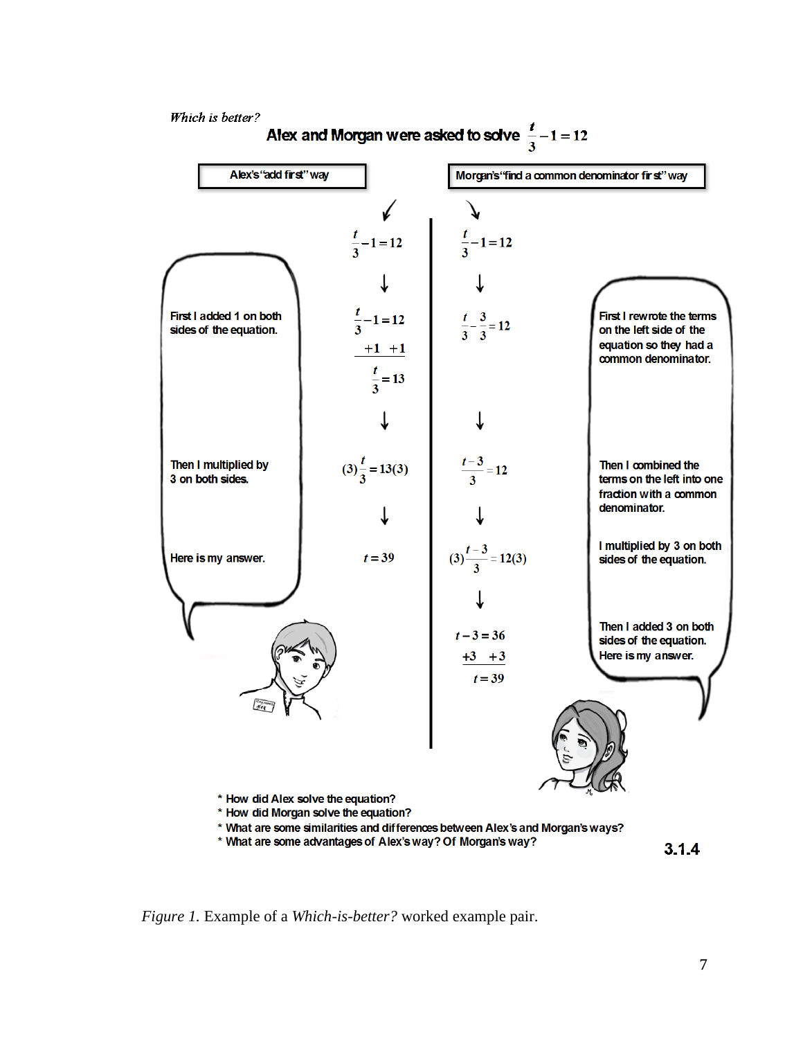*Which is better?*

**Alex and Morgan were asked to solve $\frac{t}{3} - 1 = 12$**

| Alex's "add first" way | | Morgan's "find a common denominator first" way | |
|---|---|---|---|
| | $\frac{t}{3} - 1 = 12$ | $\frac{t}{3} - 1 = 12$ | |
| First I added 1 on both sides of the equation. | $\frac{t}{3} - 1 = 12$ <br> $+1 \quad +1$ <br> $\frac{t}{3} = 13$ | $\frac{t}{3} - \frac{3}{3} = 12$ | First I rewrote the terms on the left side of the equation so they had a common denominator. |
| Then I multiplied by 3 on both sides. | $(3)\frac{t}{3} = 13(3)$ | $\frac{t-3}{3} = 12$ | Then I combined the terms on the left into one fraction with a common denominator. |
| Here is my answer. | $t = 39$ | $(3)\frac{t-3}{3} = 12(3)$ | I multiplied by 3 on both sides of the equation. |
| | | $t - 3 = 36$ <br> $+3 \quad +3$ <br> $t = 39$ | Then I added 3 on both sides of the equation. Here is my answer. |

* How did Alex solve the equation?
* How did Morgan solve the equation?
* What are some similarities and differences between Alex's and Morgan's ways?
* What are some advantages of Alex's way? Of Morgan's way?

**3.1.4**

*Figure 1.* Example of a *Which-is-better?* worked example pair.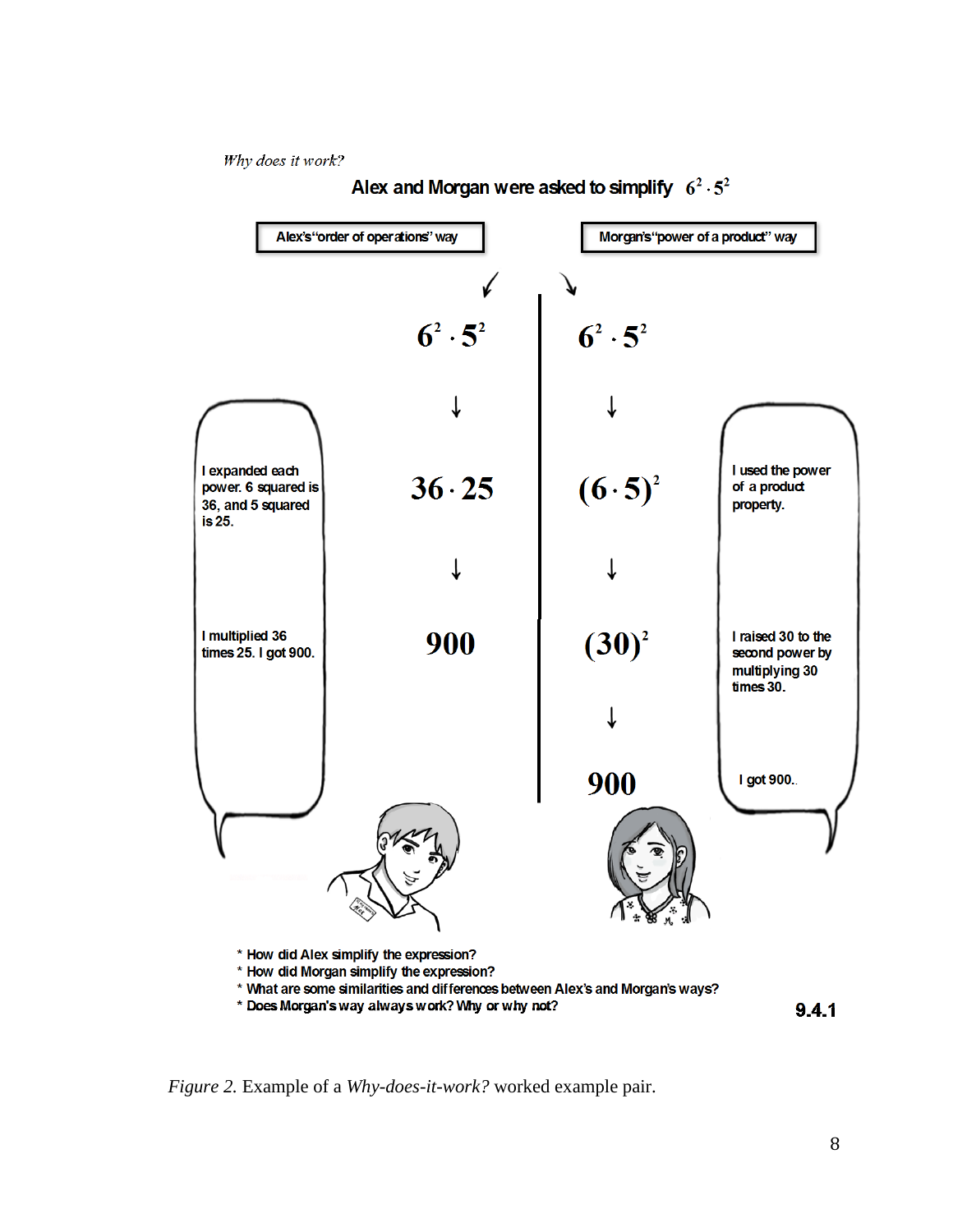*Why does it work?*

Alex and Morgan were asked to simplify $6^2 \cdot 5^2$

| Alex's "order of operations" way | | Morgan's "power of a product" way | |
|---|---|---|---|
| | $6^2 \cdot 5^2$ | $6^2 \cdot 5^2$ | |
| I expanded each power. 6 squared is 36, and 5 squared is 25. | $36 \cdot 25$ | $(6 \cdot 5)^2$ | I used the power of a product property. |
| I multiplied 36 times 25. I got 900. | 900 | $(30)^2$ | I raised 30 to the second power by multiplying 30 times 30. |
| | | 900 | I got 900. |

* How did Alex simplify the expression?
* How did Morgan simplify the expression?
* What are some similarities and differences between Alex's and Morgan's ways?
* Does Morgan's way always work? Why or why not?

9.4.1

*Figure 2.* Example of a *Why-does-it-work?* worked example pair.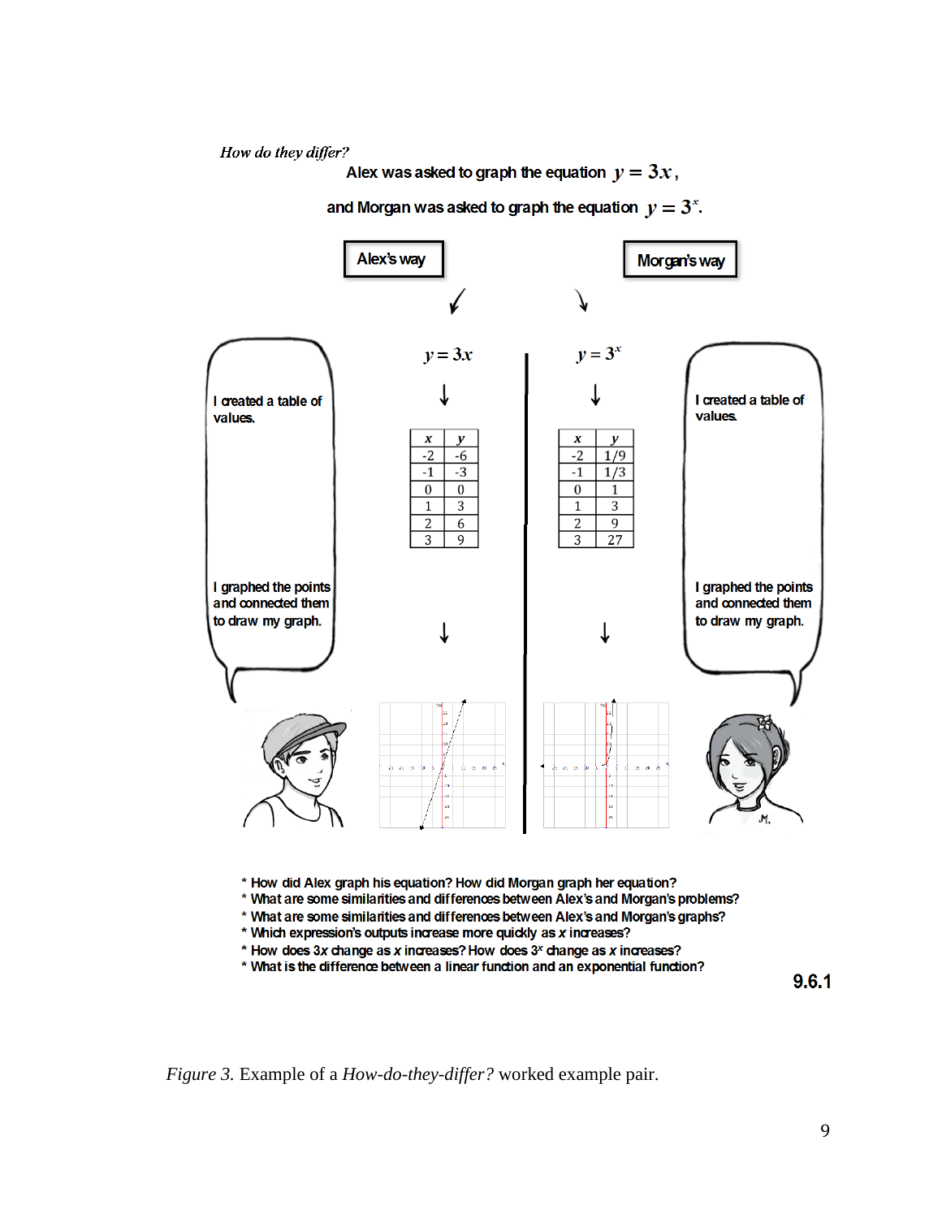*How do they differ?*

Alex was asked to graph the equation $y = 3x$,

and Morgan was asked to graph the equation $y = 3^x$.

**Alex's way**

$y = 3x$

"I created a table of values."

| $x$ | $y$ |
|---|---|
| -2 | -6 |
| -1 | -3 |
| 0 | 0 |
| 1 | 3 |
| 2 | 6 |
| 3 | 9 |

"I graphed the points and connected them to draw my graph."

**Morgan's way**

$y = 3^x$

"I created a table of values."

| $x$ | $y$ |
|---|---|
| -2 | 1/9 |
| -1 | 1/3 |
| 0 | 1 |
| 1 | 3 |
| 2 | 9 |
| 3 | 27 |

"I graphed the points and connected them to draw my graph."

* How did Alex graph his equation? How did Morgan graph her equation?
* What are some similarities and differences between Alex's and Morgan's problems?
* What are some similarities and differences between Alex's and Morgan's graphs?
* Which expression's outputs increase more quickly as $x$ increases?
* How does $3x$ change as $x$ increases? How does $3^x$ change as $x$ increases?
* What is the difference between a linear function and an exponential function?

**9.6.1**

*Figure 3.* Example of a *How-do-they-differ?* worked example pair.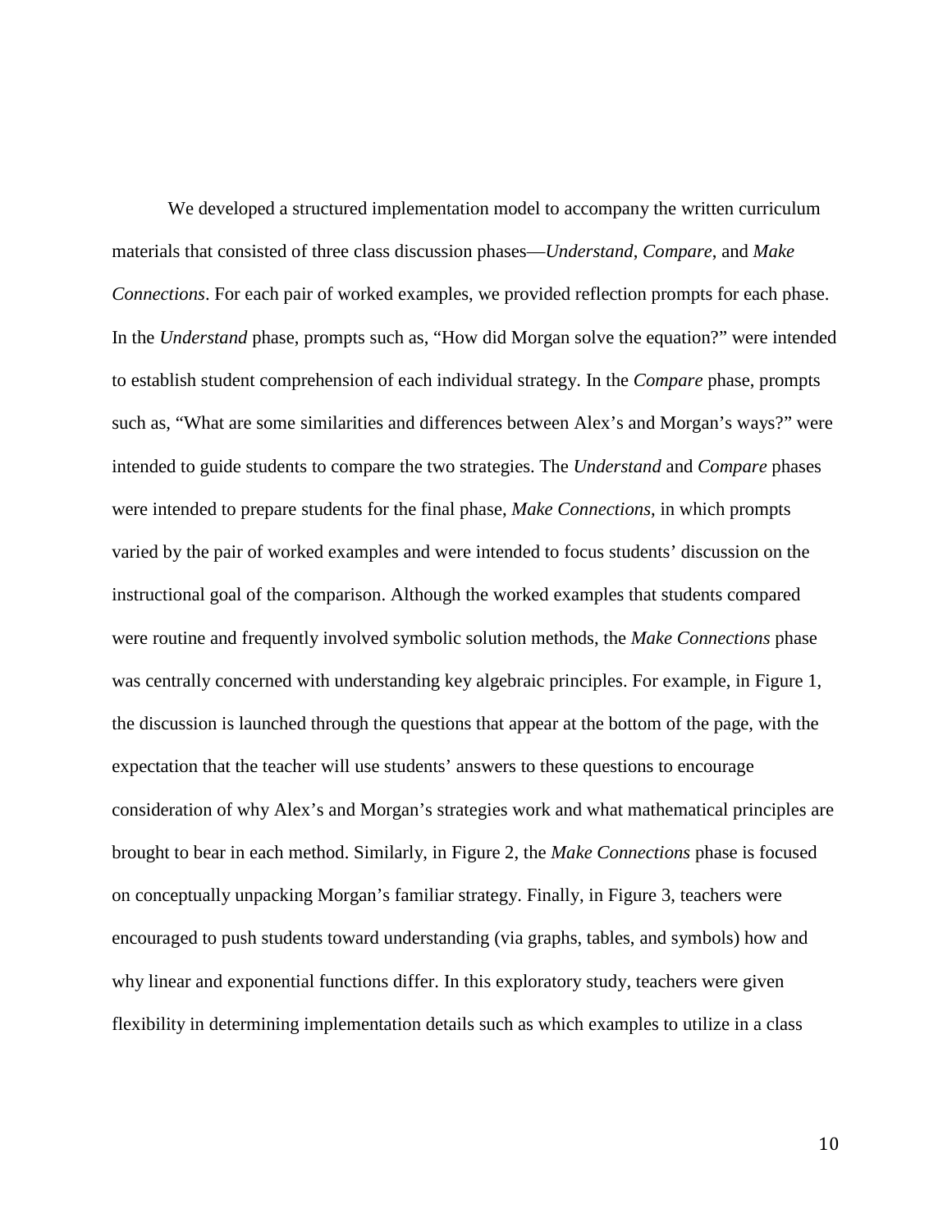We developed a structured implementation model to accompany the written curriculum materials that consisted of three class discussion phases—*Understand*, *Compare*, and *Make Connections*. For each pair of worked examples, we provided reflection prompts for each phase. In the *Understand* phase, prompts such as, "How did Morgan solve the equation?" were intended to establish student comprehension of each individual strategy. In the *Compare* phase, prompts such as, "What are some similarities and differences between Alex's and Morgan's ways?" were intended to guide students to compare the two strategies. The *Understand* and *Compare* phases were intended to prepare students for the final phase, *Make Connections*, in which prompts varied by the pair of worked examples and were intended to focus students' discussion on the instructional goal of the comparison. Although the worked examples that students compared were routine and frequently involved symbolic solution methods, the *Make Connections* phase was centrally concerned with understanding key algebraic principles. For example, in Figure 1, the discussion is launched through the questions that appear at the bottom of the page, with the expectation that the teacher will use students' answers to these questions to encourage consideration of why Alex's and Morgan's strategies work and what mathematical principles are brought to bear in each method. Similarly, in Figure 2, the *Make Connections* phase is focused on conceptually unpacking Morgan's familiar strategy. Finally, in Figure 3, teachers were encouraged to push students toward understanding (via graphs, tables, and symbols) how and why linear and exponential functions differ. In this exploratory study, teachers were given flexibility in determining implementation details such as which examples to utilize in a class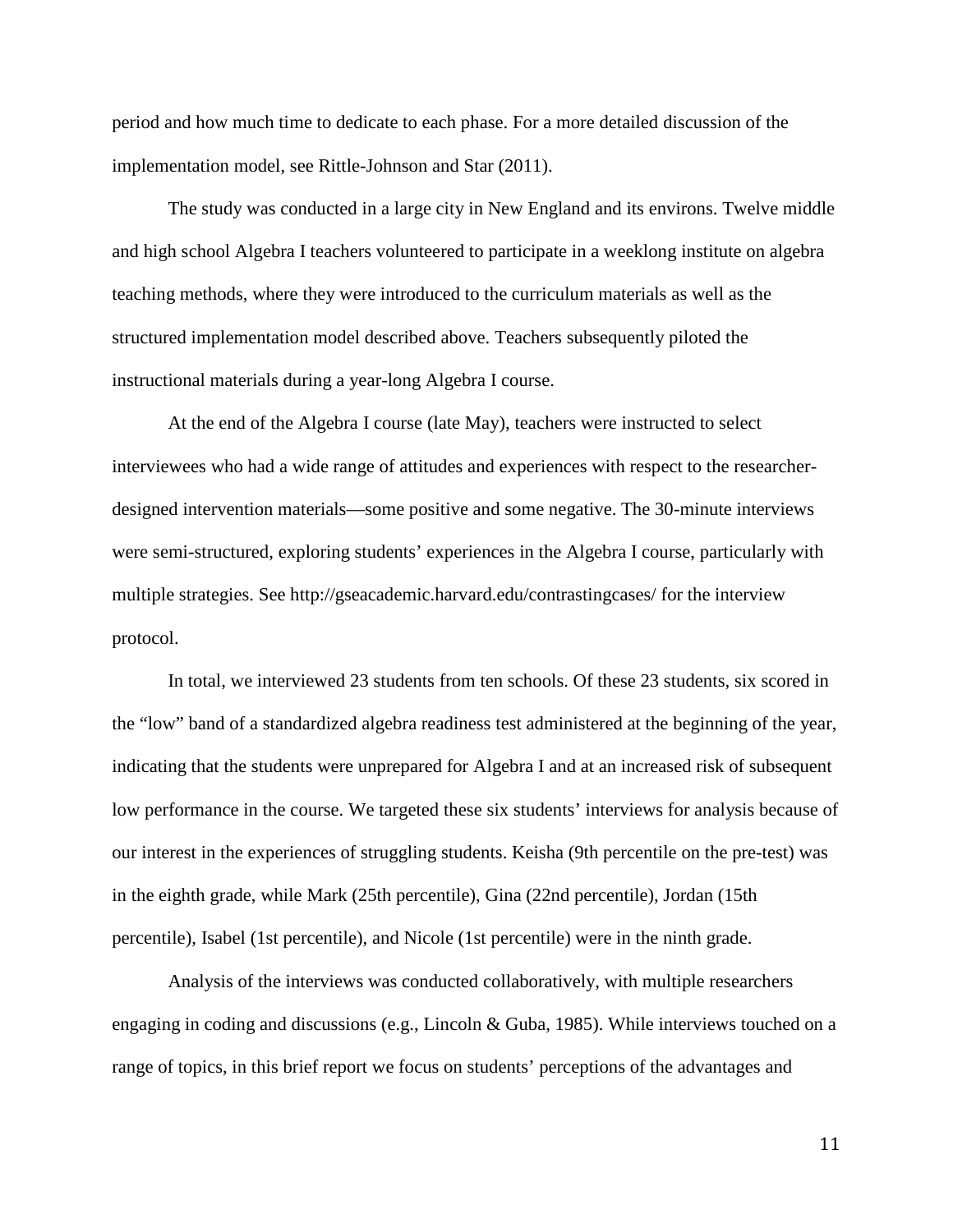period and how much time to dedicate to each phase. For a more detailed discussion of the implementation model, see Rittle-Johnson and Star (2011).

The study was conducted in a large city in New England and its environs. Twelve middle and high school Algebra I teachers volunteered to participate in a weeklong institute on algebra teaching methods, where they were introduced to the curriculum materials as well as the structured implementation model described above. Teachers subsequently piloted the instructional materials during a year-long Algebra I course.

At the end of the Algebra I course (late May), teachers were instructed to select interviewees who had a wide range of attitudes and experiences with respect to the researcher-designed intervention materials—some positive and some negative. The 30-minute interviews were semi-structured, exploring students' experiences in the Algebra I course, particularly with multiple strategies. See http://gseacademic.harvard.edu/contrastingcases/ for the interview protocol.

In total, we interviewed 23 students from ten schools. Of these 23 students, six scored in the "low" band of a standardized algebra readiness test administered at the beginning of the year, indicating that the students were unprepared for Algebra I and at an increased risk of subsequent low performance in the course. We targeted these six students' interviews for analysis because of our interest in the experiences of struggling students. Keisha (9th percentile on the pre-test) was in the eighth grade, while Mark (25th percentile), Gina (22nd percentile), Jordan (15th percentile), Isabel (1st percentile), and Nicole (1st percentile) were in the ninth grade.

Analysis of the interviews was conducted collaboratively, with multiple researchers engaging in coding and discussions (e.g., Lincoln & Guba, 1985). While interviews touched on a range of topics, in this brief report we focus on students' perceptions of the advantages and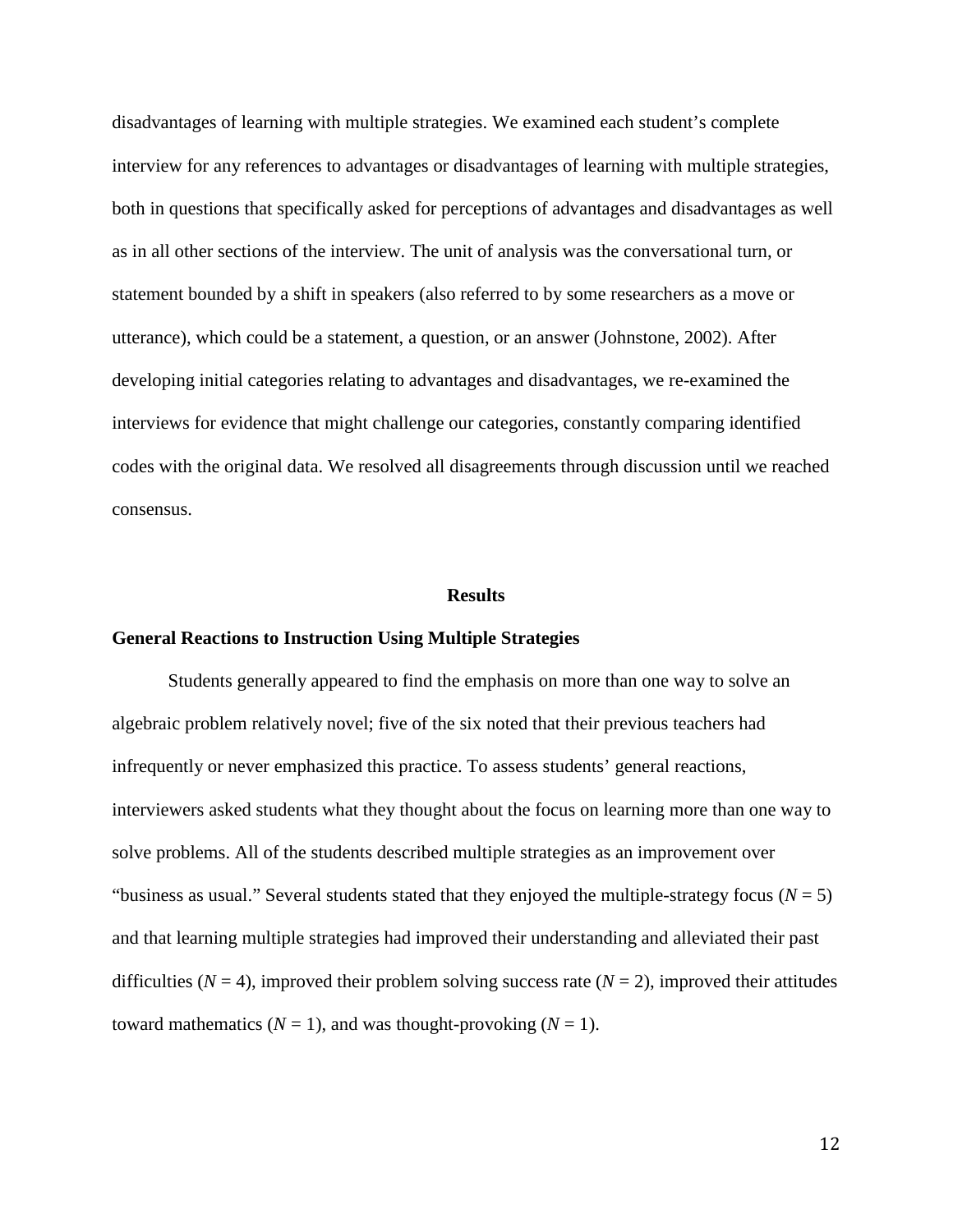disadvantages of learning with multiple strategies. We examined each student's complete interview for any references to advantages or disadvantages of learning with multiple strategies, both in questions that specifically asked for perceptions of advantages and disadvantages as well as in all other sections of the interview. The unit of analysis was the conversational turn, or statement bounded by a shift in speakers (also referred to by some researchers as a move or utterance), which could be a statement, a question, or an answer (Johnstone, 2002). After developing initial categories relating to advantages and disadvantages, we re-examined the interviews for evidence that might challenge our categories, constantly comparing identified codes with the original data. We resolved all disagreements through discussion until we reached consensus.

## Results

### General Reactions to Instruction Using Multiple Strategies

Students generally appeared to find the emphasis on more than one way to solve an algebraic problem relatively novel; five of the six noted that their previous teachers had infrequently or never emphasized this practice. To assess students' general reactions, interviewers asked students what they thought about the focus on learning more than one way to solve problems. All of the students described multiple strategies as an improvement over "business as usual." Several students stated that they enjoyed the multiple-strategy focus ($N = 5$) and that learning multiple strategies had improved their understanding and alleviated their past difficulties ($N = 4$), improved their problem solving success rate ($N = 2$), improved their attitudes toward mathematics ($N = 1$), and was thought-provoking ($N = 1$).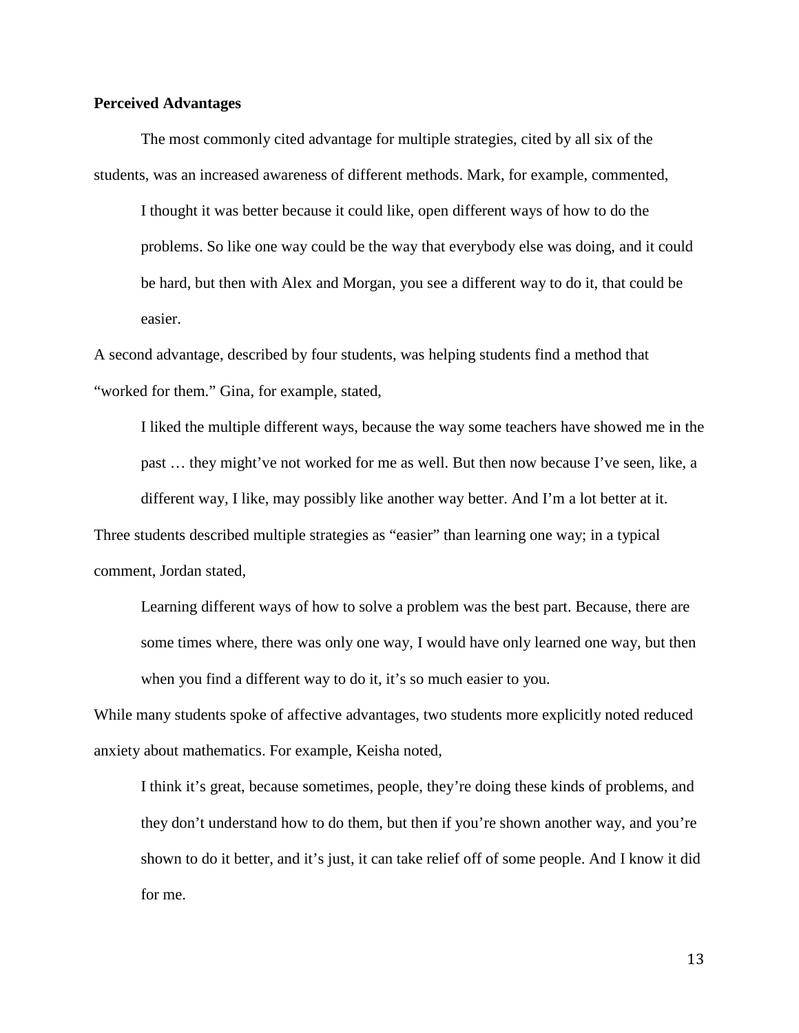**Perceived Advantages**

The most commonly cited advantage for multiple strategies, cited by all six of the students, was an increased awareness of different methods. Mark, for example, commented,

> I thought it was better because it could like, open different ways of how to do the problems. So like one way could be the way that everybody else was doing, and it could be hard, but then with Alex and Morgan, you see a different way to do it, that could be easier.

A second advantage, described by four students, was helping students find a method that "worked for them." Gina, for example, stated,

> I liked the multiple different ways, because the way some teachers have showed me in the past … they might've not worked for me as well. But then now because I've seen, like, a different way, I like, may possibly like another way better. And I'm a lot better at it.

Three students described multiple strategies as "easier" than learning one way; in a typical comment, Jordan stated,

> Learning different ways of how to solve a problem was the best part. Because, there are some times where, there was only one way, I would have only learned one way, but then when you find a different way to do it, it's so much easier to you.

While many students spoke of affective advantages, two students more explicitly noted reduced anxiety about mathematics. For example, Keisha noted,

> I think it's great, because sometimes, people, they're doing these kinds of problems, and they don't understand how to do them, but then if you're shown another way, and you're shown to do it better, and it's just, it can take relief off of some people. And I know it did for me.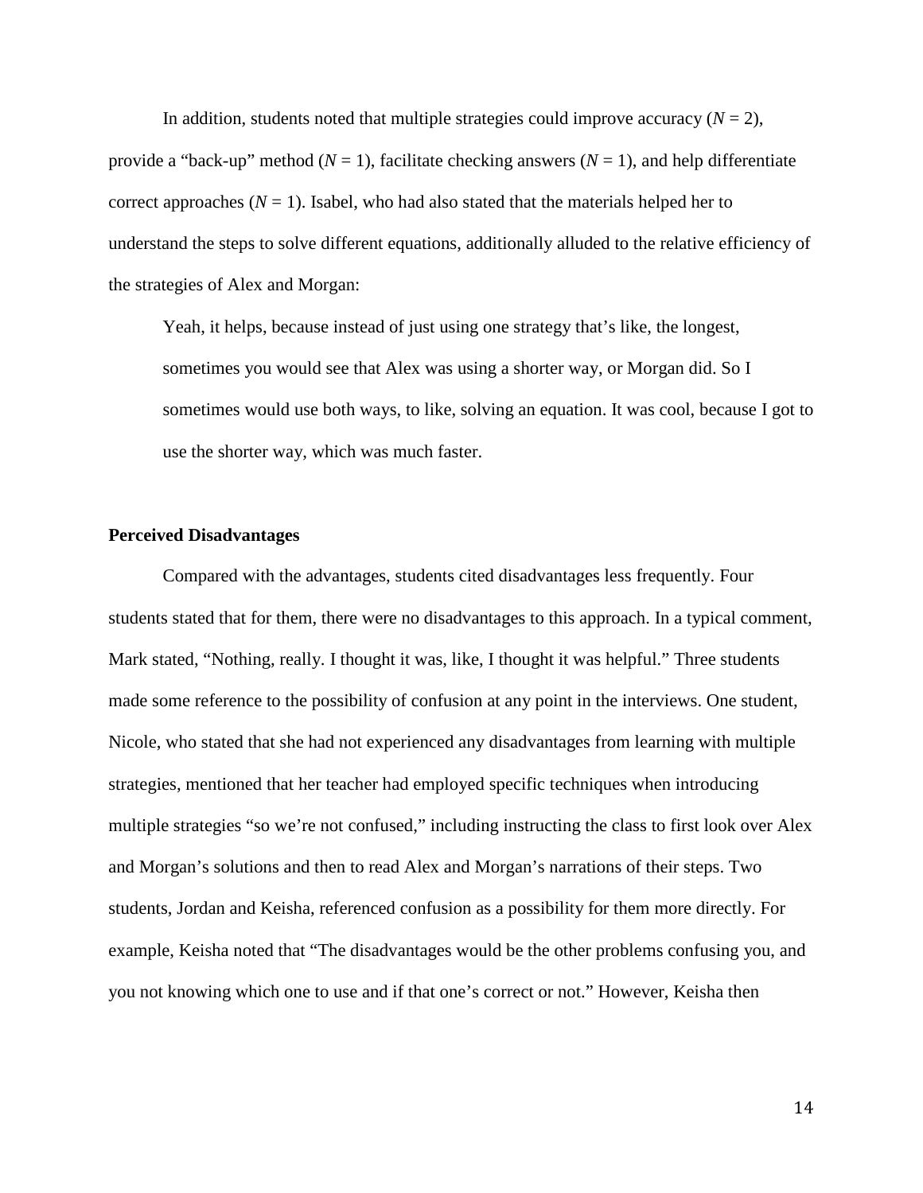In addition, students noted that multiple strategies could improve accuracy ($N = 2$), provide a "back-up" method ($N = 1$), facilitate checking answers ($N = 1$), and help differentiate correct approaches ($N = 1$). Isabel, who had also stated that the materials helped her to understand the steps to solve different equations, additionally alluded to the relative efficiency of the strategies of Alex and Morgan:

> Yeah, it helps, because instead of just using one strategy that's like, the longest, sometimes you would see that Alex was using a shorter way, or Morgan did. So I sometimes would use both ways, to like, solving an equation. It was cool, because I got to use the shorter way, which was much faster.

**Perceived Disadvantages**

Compared with the advantages, students cited disadvantages less frequently. Four students stated that for them, there were no disadvantages to this approach. In a typical comment, Mark stated, "Nothing, really. I thought it was, like, I thought it was helpful." Three students made some reference to the possibility of confusion at any point in the interviews. One student, Nicole, who stated that she had not experienced any disadvantages from learning with multiple strategies, mentioned that her teacher had employed specific techniques when introducing multiple strategies "so we're not confused," including instructing the class to first look over Alex and Morgan's solutions and then to read Alex and Morgan's narrations of their steps. Two students, Jordan and Keisha, referenced confusion as a possibility for them more directly. For example, Keisha noted that "The disadvantages would be the other problems confusing you, and you not knowing which one to use and if that one's correct or not." However, Keisha then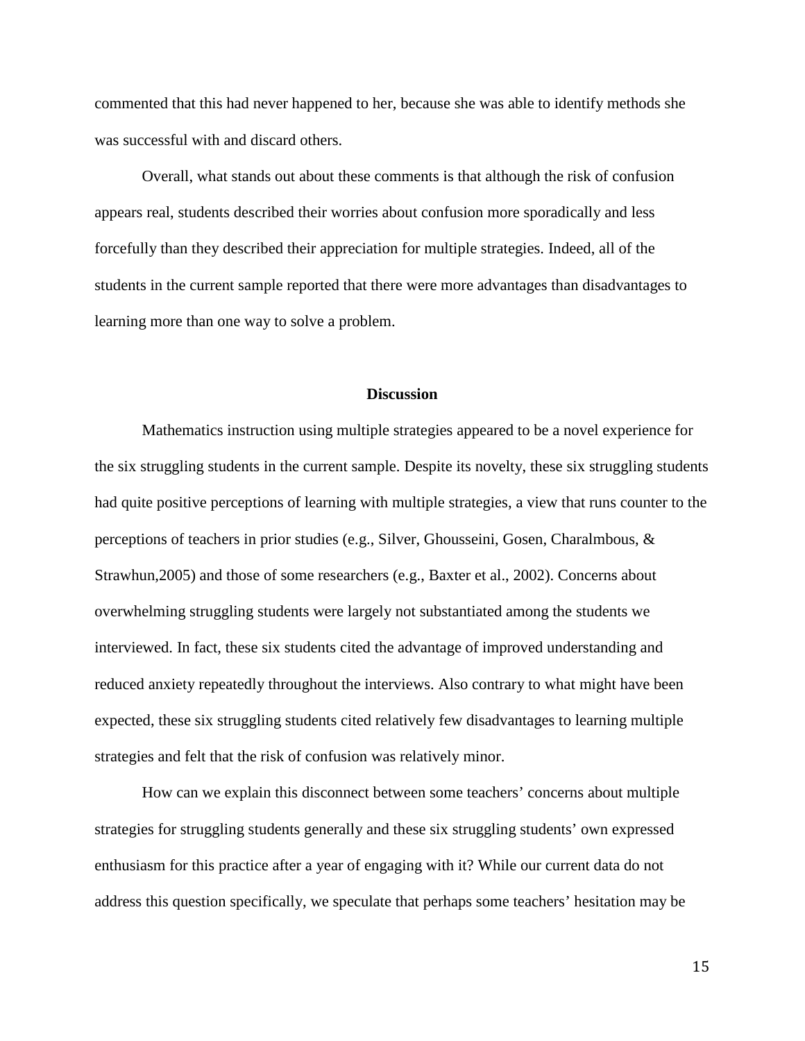commented that this had never happened to her, because she was able to identify methods she was successful with and discard others.

Overall, what stands out about these comments is that although the risk of confusion appears real, students described their worries about confusion more sporadically and less forcefully than they described their appreciation for multiple strategies. Indeed, all of the students in the current sample reported that there were more advantages than disadvantages to learning more than one way to solve a problem.

## Discussion

Mathematics instruction using multiple strategies appeared to be a novel experience for the six struggling students in the current sample. Despite its novelty, these six struggling students had quite positive perceptions of learning with multiple strategies, a view that runs counter to the perceptions of teachers in prior studies (e.g., Silver, Ghousseini, Gosen, Charalmbous, & Strawhun,2005) and those of some researchers (e.g., Baxter et al., 2002). Concerns about overwhelming struggling students were largely not substantiated among the students we interviewed. In fact, these six students cited the advantage of improved understanding and reduced anxiety repeatedly throughout the interviews. Also contrary to what might have been expected, these six struggling students cited relatively few disadvantages to learning multiple strategies and felt that the risk of confusion was relatively minor.

How can we explain this disconnect between some teachers' concerns about multiple strategies for struggling students generally and these six struggling students' own expressed enthusiasm for this practice after a year of engaging with it? While our current data do not address this question specifically, we speculate that perhaps some teachers' hesitation may be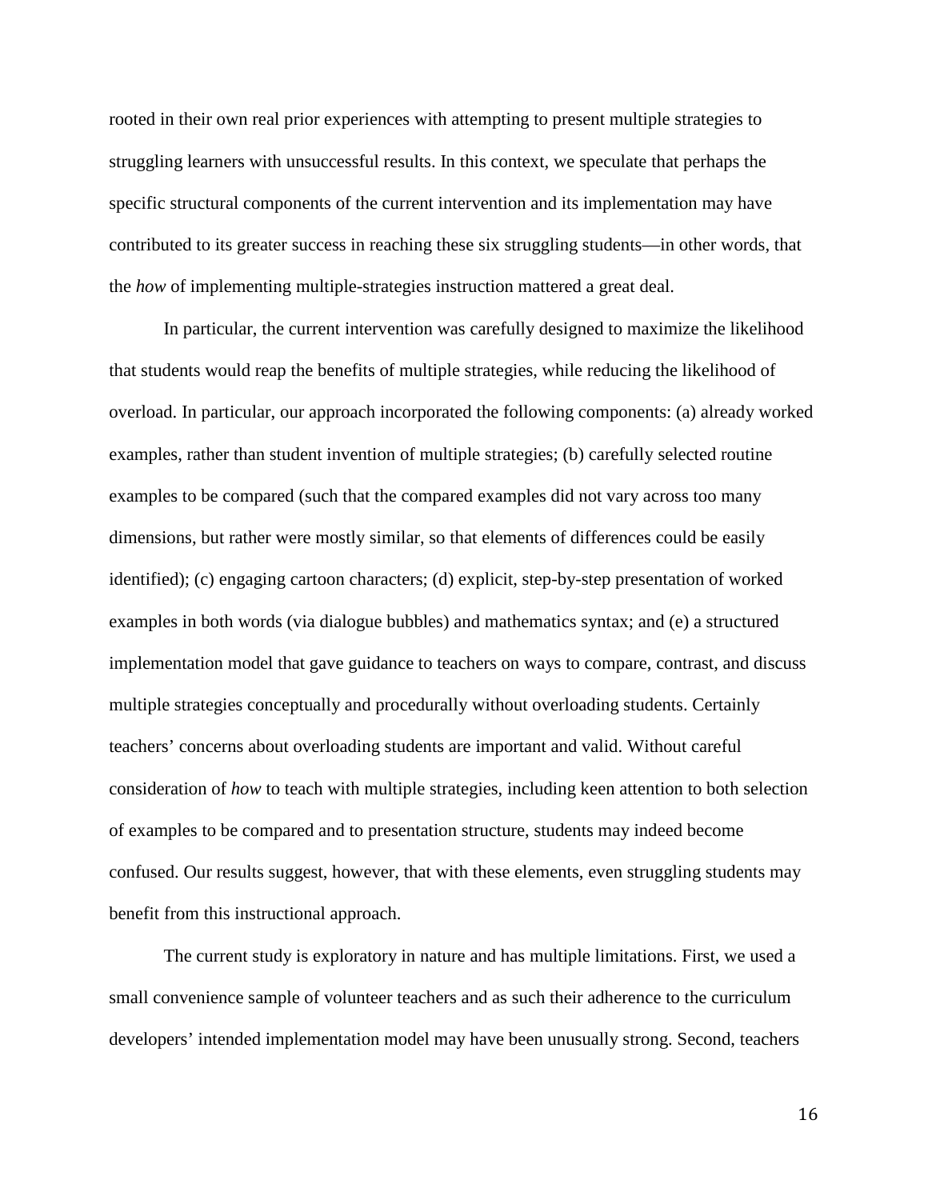rooted in their own real prior experiences with attempting to present multiple strategies to struggling learners with unsuccessful results. In this context, we speculate that perhaps the specific structural components of the current intervention and its implementation may have contributed to its greater success in reaching these six struggling students—in other words, that the *how* of implementing multiple-strategies instruction mattered a great deal.

In particular, the current intervention was carefully designed to maximize the likelihood that students would reap the benefits of multiple strategies, while reducing the likelihood of overload. In particular, our approach incorporated the following components: (a) already worked examples, rather than student invention of multiple strategies; (b) carefully selected routine examples to be compared (such that the compared examples did not vary across too many dimensions, but rather were mostly similar, so that elements of differences could be easily identified); (c) engaging cartoon characters; (d) explicit, step-by-step presentation of worked examples in both words (via dialogue bubbles) and mathematics syntax; and (e) a structured implementation model that gave guidance to teachers on ways to compare, contrast, and discuss multiple strategies conceptually and procedurally without overloading students. Certainly teachers' concerns about overloading students are important and valid. Without careful consideration of *how* to teach with multiple strategies, including keen attention to both selection of examples to be compared and to presentation structure, students may indeed become confused. Our results suggest, however, that with these elements, even struggling students may benefit from this instructional approach.

The current study is exploratory in nature and has multiple limitations. First, we used a small convenience sample of volunteer teachers and as such their adherence to the curriculum developers' intended implementation model may have been unusually strong. Second, teachers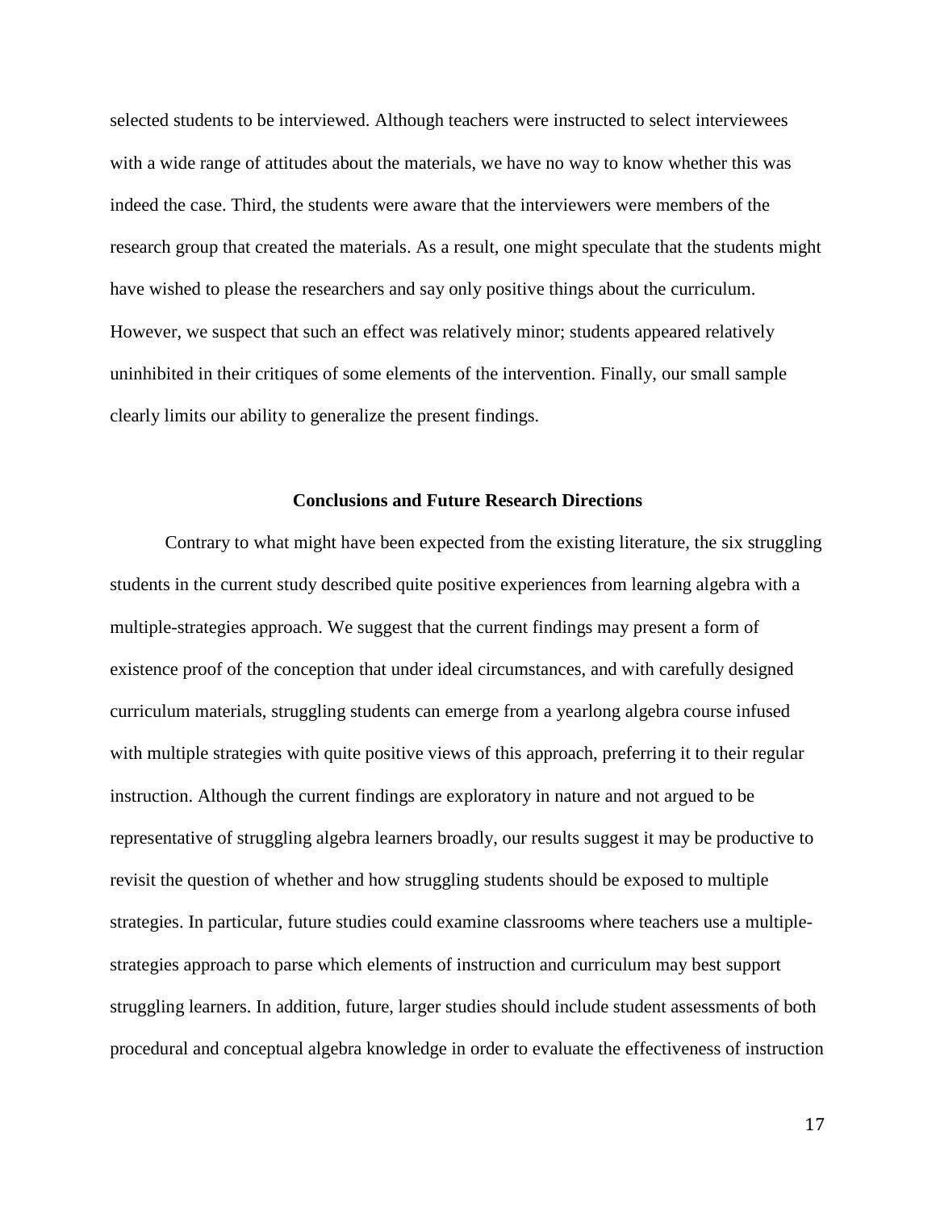selected students to be interviewed. Although teachers were instructed to select interviewees with a wide range of attitudes about the materials, we have no way to know whether this was indeed the case. Third, the students were aware that the interviewers were members of the research group that created the materials. As a result, one might speculate that the students might have wished to please the researchers and say only positive things about the curriculum. However, we suspect that such an effect was relatively minor; students appeared relatively uninhibited in their critiques of some elements of the intervention. Finally, our small sample clearly limits our ability to generalize the present findings.

## Conclusions and Future Research Directions

Contrary to what might have been expected from the existing literature, the six struggling students in the current study described quite positive experiences from learning algebra with a multiple-strategies approach. We suggest that the current findings may present a form of existence proof of the conception that under ideal circumstances, and with carefully designed curriculum materials, struggling students can emerge from a yearlong algebra course infused with multiple strategies with quite positive views of this approach, preferring it to their regular instruction. Although the current findings are exploratory in nature and not argued to be representative of struggling algebra learners broadly, our results suggest it may be productive to revisit the question of whether and how struggling students should be exposed to multiple strategies. In particular, future studies could examine classrooms where teachers use a multiple-strategies approach to parse which elements of instruction and curriculum may best support struggling learners. In addition, future, larger studies should include student assessments of both procedural and conceptual algebra knowledge in order to evaluate the effectiveness of instruction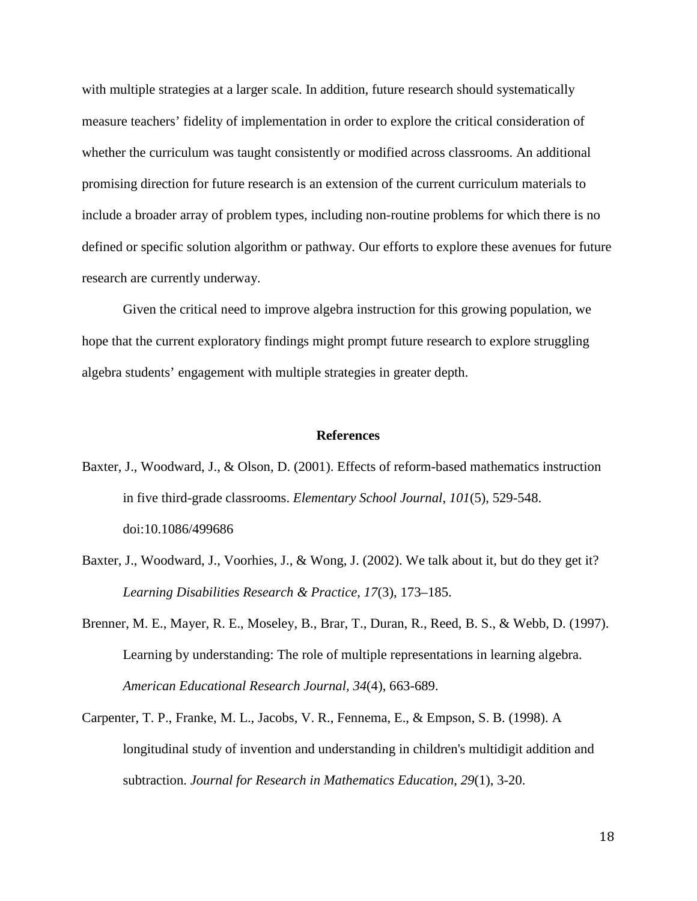with multiple strategies at a larger scale. In addition, future research should systematically measure teachers' fidelity of implementation in order to explore the critical consideration of whether the curriculum was taught consistently or modified across classrooms. An additional promising direction for future research is an extension of the current curriculum materials to include a broader array of problem types, including non-routine problems for which there is no defined or specific solution algorithm or pathway. Our efforts to explore these avenues for future research are currently underway.

Given the critical need to improve algebra instruction for this growing population, we hope that the current exploratory findings might prompt future research to explore struggling algebra students' engagement with multiple strategies in greater depth.

## References

Baxter, J., Woodward, J., & Olson, D. (2001). Effects of reform-based mathematics instruction in five third-grade classrooms. *Elementary School Journal*, *101*(5), 529-548. doi:10.1086/499686

Baxter, J., Woodward, J., Voorhies, J., & Wong, J. (2002). We talk about it, but do they get it? *Learning Disabilities Research & Practice*, *17*(3), 173–185.

Brenner, M. E., Mayer, R. E., Moseley, B., Brar, T., Duran, R., Reed, B. S., & Webb, D. (1997). Learning by understanding: The role of multiple representations in learning algebra. *American Educational Research Journal, 34*(4), 663-689.

Carpenter, T. P., Franke, M. L., Jacobs, V. R., Fennema, E., & Empson, S. B. (1998). A longitudinal study of invention and understanding in children's multidigit addition and subtraction. *Journal for Research in Mathematics Education*, *29*(1), 3-20.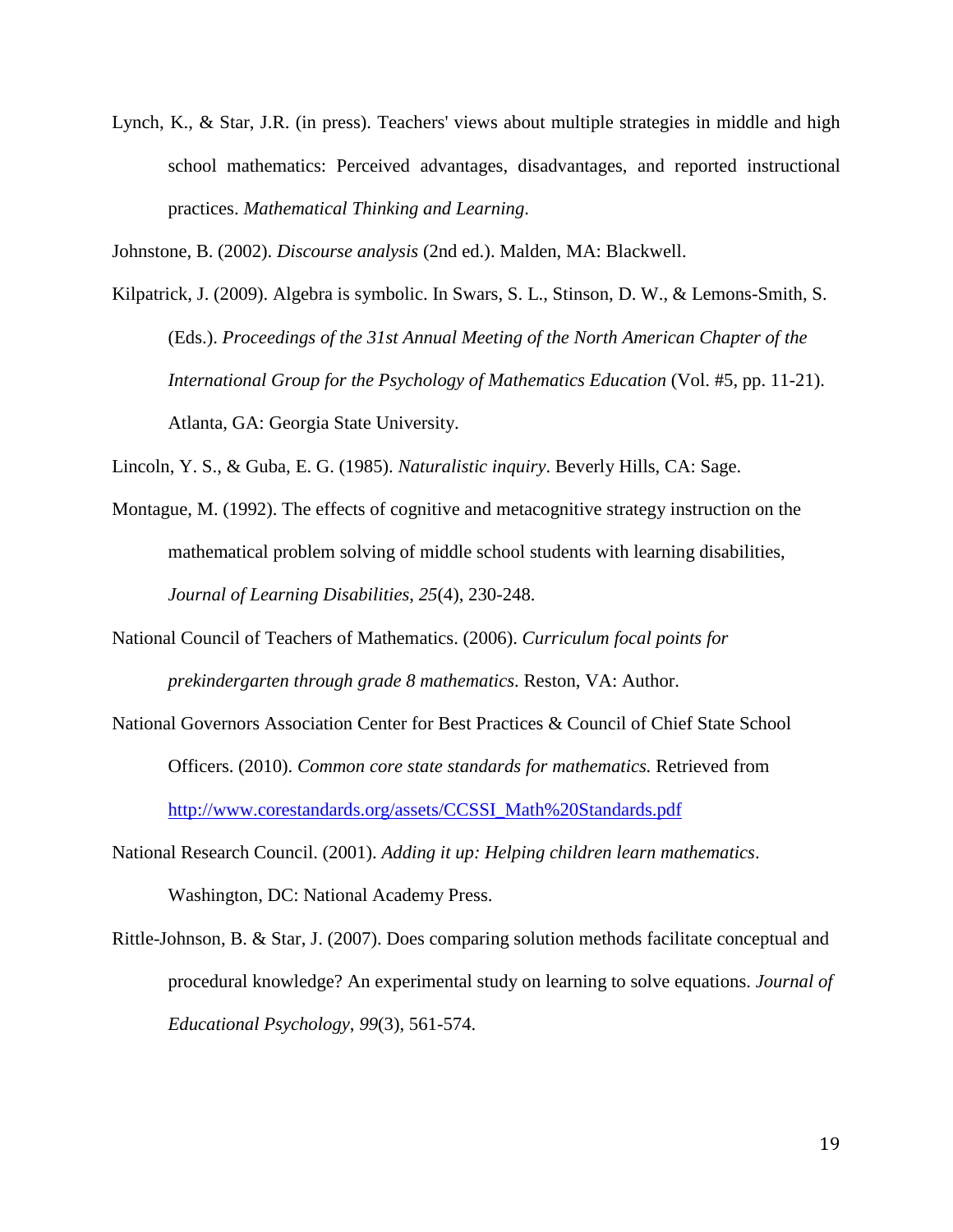Lynch, K., & Star, J.R. (in press). Teachers' views about multiple strategies in middle and high school mathematics: Perceived advantages, disadvantages, and reported instructional practices. *Mathematical Thinking and Learning*.

Johnstone, B. (2002). *Discourse analysis* (2nd ed.). Malden, MA: Blackwell.

Kilpatrick, J. (2009). Algebra is symbolic. In Swars, S. L., Stinson, D. W., & Lemons-Smith, S. (Eds.). *Proceedings of the 31st Annual Meeting of the North American Chapter of the International Group for the Psychology of Mathematics Education* (Vol. #5, pp. 11-21). Atlanta, GA: Georgia State University.

Lincoln, Y. S., & Guba, E. G. (1985). *Naturalistic inquiry*. Beverly Hills, CA: Sage.

Montague, M. (1992). The effects of cognitive and metacognitive strategy instruction on the mathematical problem solving of middle school students with learning disabilities, *Journal of Learning Disabilities*, *25*(4), 230-248.

National Council of Teachers of Mathematics. (2006). *Curriculum focal points for prekindergarten through grade 8 mathematics*. Reston, VA: Author.

National Governors Association Center for Best Practices & Council of Chief State School Officers. (2010). *Common core state standards for mathematics.* Retrieved from http://www.corestandards.org/assets/CCSSI_Math%20Standards.pdf

National Research Council. (2001). *Adding it up: Helping children learn mathematics*. Washington, DC: National Academy Press.

Rittle-Johnson, B. & Star, J. (2007). Does comparing solution methods facilitate conceptual and procedural knowledge? An experimental study on learning to solve equations. *Journal of Educational Psychology*, *99*(3), 561-574.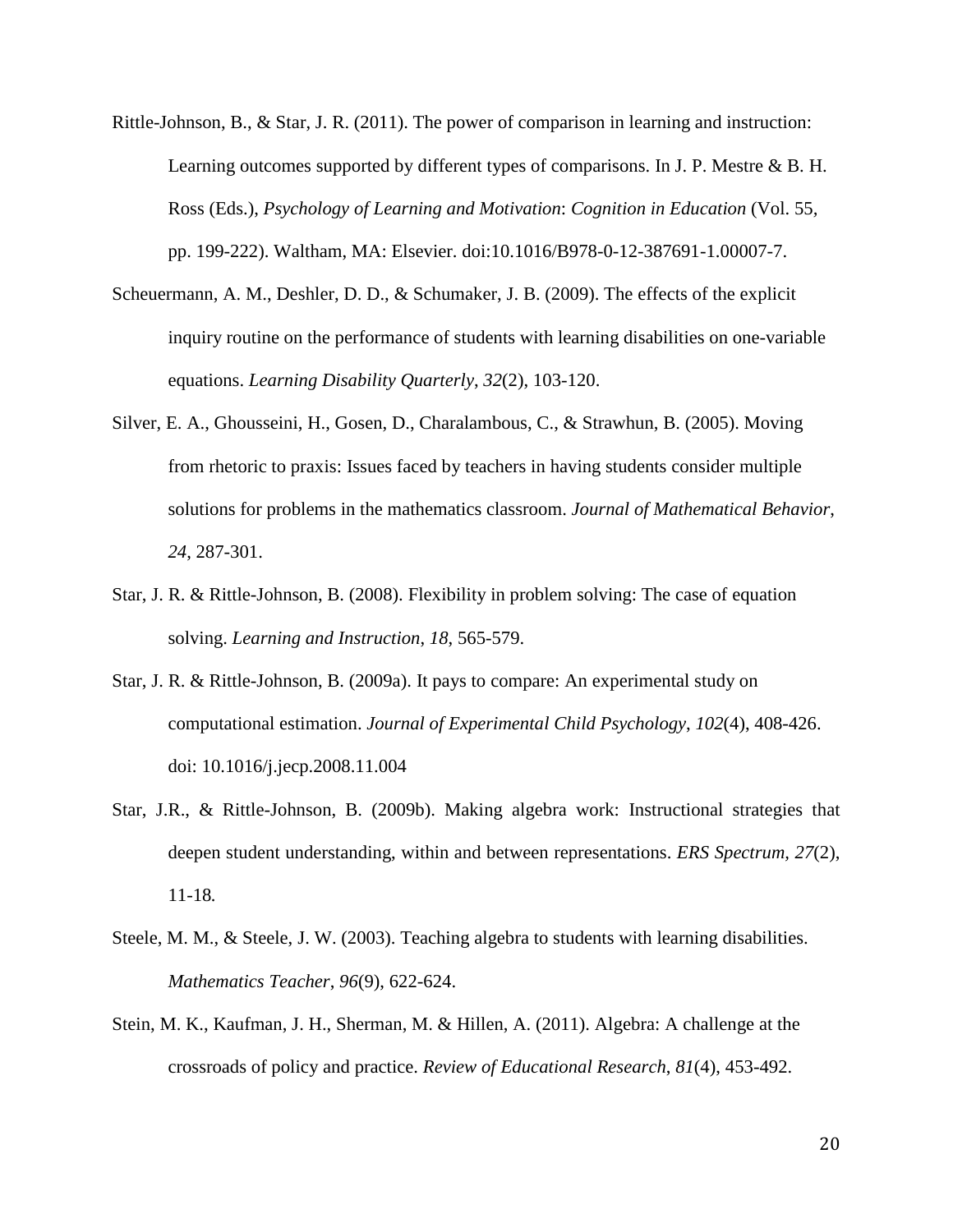Rittle-Johnson, B., & Star, J. R. (2011). The power of comparison in learning and instruction: Learning outcomes supported by different types of comparisons. In J. P. Mestre & B. H. Ross (Eds.), *Psychology of Learning and Motivation*: *Cognition in Education* (Vol. 55, pp. 199-222). Waltham, MA: Elsevier. doi:10.1016/B978-0-12-387691-1.00007-7.

Scheuermann, A. M., Deshler, D. D., & Schumaker, J. B. (2009). The effects of the explicit inquiry routine on the performance of students with learning disabilities on one-variable equations. *Learning Disability Quarterly*, *32*(2), 103-120.

Silver, E. A., Ghousseini, H., Gosen, D., Charalambous, C., & Strawhun, B. (2005). Moving from rhetoric to praxis: Issues faced by teachers in having students consider multiple solutions for problems in the mathematics classroom. *Journal of Mathematical Behavior*, *24*, 287-301.

Star, J. R. & Rittle-Johnson, B. (2008). Flexibility in problem solving: The case of equation solving. *Learning and Instruction*, *18*, 565-579.

Star, J. R. & Rittle-Johnson, B. (2009a). It pays to compare: An experimental study on computational estimation. *Journal of Experimental Child Psychology*, *102*(4), 408-426. doi: 10.1016/j.jecp.2008.11.004

Star, J.R., & Rittle-Johnson, B. (2009b). Making algebra work: Instructional strategies that deepen student understanding, within and between representations. *ERS Spectrum*, *27*(2), 11-18*.*

Steele, M. M., & Steele, J. W. (2003). Teaching algebra to students with learning disabilities. *Mathematics Teacher*, *96*(9), 622-624.

Stein, M. K., Kaufman, J. H., Sherman, M. & Hillen, A. (2011). Algebra: A challenge at the crossroads of policy and practice. *Review of Educational Research*, *81*(4), 453-492.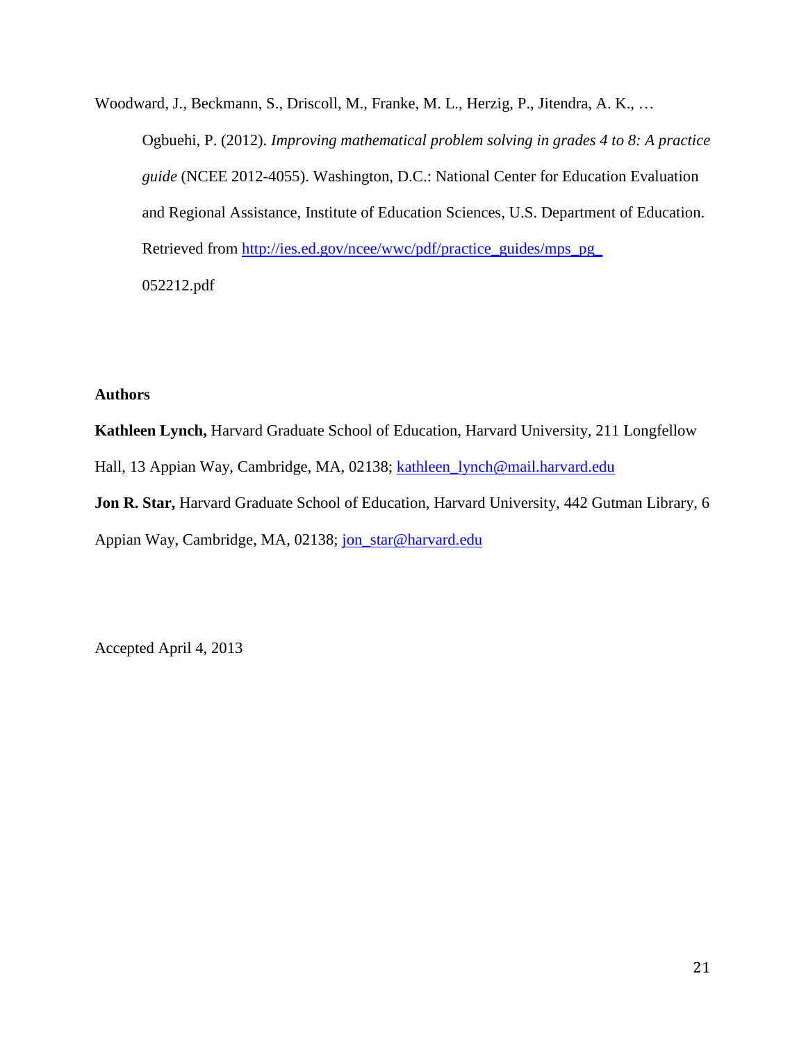Woodward, J., Beckmann, S., Driscoll, M., Franke, M. L., Herzig, P., Jitendra, A. K., … Ogbuehi, P. (2012). *Improving mathematical problem solving in grades 4 to 8: A practice guide* (NCEE 2012-4055). Washington, D.C.: National Center for Education Evaluation and Regional Assistance, Institute of Education Sciences, U.S. Department of Education. Retrieved from http://ies.ed.gov/ncee/wwc/pdf/practice_guides/mps_pg_052212.pdf

**Authors**

**Kathleen Lynch,** Harvard Graduate School of Education, Harvard University, 211 Longfellow Hall, 13 Appian Way, Cambridge, MA, 02138; kathleen_lynch@mail.harvard.edu

**Jon R. Star,** Harvard Graduate School of Education, Harvard University, 442 Gutman Library, 6 Appian Way, Cambridge, MA, 02138; jon_star@harvard.edu

Accepted April 4, 2013